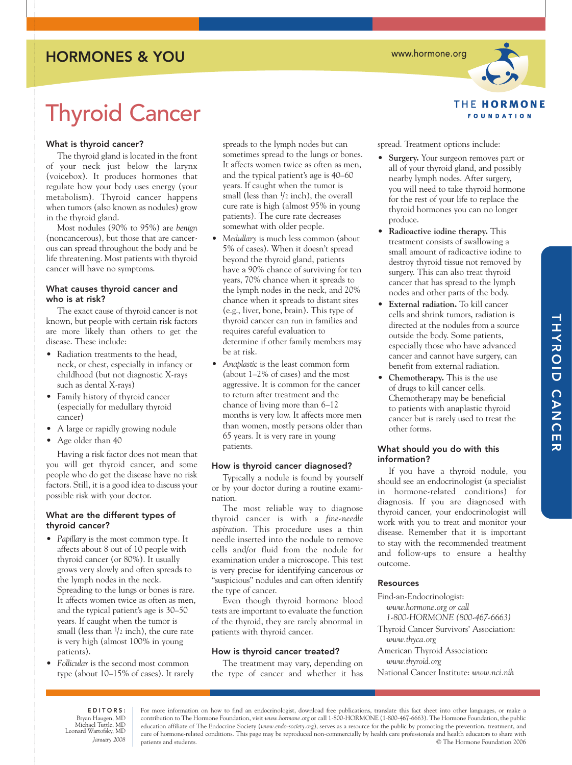# HORMONES & YOU

www.hormone.org

THE HORMONE FOUNDATION

# Thyroid Cancer

## What is thyroid cancer?

The thyroid gland is located in the front of your neck just below the larynx (voicebox). It produces hormones that regulate how your body uses energy (your metabolism). Thyroid cancer happens when tumors (also known as nodules) grow in the thyroid gland.

Most nodules (90% to 95%) are *benign* (noncancerous), but those that are cancerous can spread throughout the body and be life threatening. Most patients with thyroid cancer will have no symptoms.

## What causes thyroid cancer and who is at risk?

The exact cause of thyroid cancer is not known, but people with certain risk factors are more likely than others to get the disease. These include:

- Radiation treatments to the head, neck, or chest, especially in infancy or childhood (but not diagnostic X-rays such as dental X-rays)
- Family history of thyroid cancer (especially for medullary thyroid cancer)
- A large or rapidly growing nodule
- Age older than 40

Having a risk factor does not mean that you will get thyroid cancer, and some people who do get the disease have no risk factors. Still, it is a good idea to discuss your possible risk with your doctor.

## What are the different types of thyroid cancer?

- *Papillary* is the most common type. It affects about 8 out of 10 people with thyroid cancer (or 80%). It usually grows very slowly and often spreads to the lymph nodes in the neck. Spreading to the lungs or bones is rare. It affects women twice as often as men, and the typical patient's age is 30–50 years. If caught when the tumor is small (less than 1/2 inch), the cure rate is very high (almost 100% in young patients).
- *Follicular* is the second most common type (about 10–15% of cases). It rarely spreads to the lymph nodes but can sometimes spread to the lungs or bones. It affects women twice as often as men, and the typical patient's age is 40–60 years. If caught when the tumor is small (less than 1/2 inch), the overall cure rate is high (almost 95% in young patients). The cure rate decreases somewhat with older people.
- *Medullary* is much less common (about 5% of cases). When it doesn't spread beyond the thyroid gland, patients have a 90% chance of surviving for ten years, 70% chance when it spreads to the lymph nodes in the neck, and 20% chance when it spreads to distant sites (e.g., liver, bone, brain). This type of thyroid cancer can run in families and requires careful evaluation to determine if other family members may be at risk.
- *Anaplastic* is the least common form (about 1–2% of cases) and the most aggressive. It is common for the cancer to return after treatment and the chance of living more than 6–12 months is very low. It affects more men than women, mostly persons older than 65 years. It is very rare in young patients.

## How is thyroid cancer diagnosed?

Typically a nodule is found by yourself or by your doctor during a routine examination.

The most reliable way to diagnose thyroid cancer is with a *fine-needle aspiration*. This procedure uses a thin needle inserted into the nodule to remove cells and/or fluid from the nodule for examination under a microscope. This test is very precise for identifying cancerous or "suspicious" nodules and can often identify the type of cancer.

Even though thyroid hormone blood tests are important to evaluate the function of the thyroid, they are rarely abnormal in patients with thyroid cancer.

## How is thyroid cancer treated?

The treatment may vary, depending on the type of cancer and whether it has spread. Treatment options include:

- **Surgery.** Your surgeon removes part or all of your thyroid gland, and possibly nearby lymph nodes. After surgery, you will need to take thyroid hormone for the rest of your life to replace the thyroid hormones you can no longer produce.
- **Radioactive iodine therapy.** This treatment consists of swallowing a small amount of radioactive iodine to destroy thyroid tissue not removed by surgery. This can also treat thyroid cancer that has spread to the lymph nodes and other parts of the body.
- **External radiation.** To kill cancer cells and shrink tumors, radiation is directed at the nodules from a source outside the body. Some patients, especially those who have advanced cancer and cannot have surgery, can benefit from external radiation.
- **Chemotherapy.** This is the use of drugs to kill cancer cells. Chemotherapy may be beneficial to patients with anaplastic thyroid cancer but is rarely used to treat the other forms.

## What should you do with this information?

If you have a thyroid nodule, you should see an endocrinologist (a specialist in hormone-related conditions) for diagnosis. If you are diagnosed with thyroid cancer, your endocrinologist will work with you to treat and monitor your disease. Remember that it is important to stay with the recommended treatment and follow-ups to ensure a healthy outcome.

## Resources

Find-an-Endocrinologist:
*www.hormone.org or call 1-800-HORMONE (800-467-6663)*

Thyroid Cancer Survivors' Association:
*www.thyca.org*

American Thyroid Association:
*www.thyroid.org*

National Cancer Institute: *www.nci.nih*

---

**EDITORS:** Bryan Haugen, MD; Michael Tuttle, MD; Leonard Wartofsky, MD. *January 2008*

For more information on how to find an endocrinologist, download free publications, translate this fact sheet into other languages, or make a contribution to The Hormone Foundation, visit *www.hormone.org* or call 1-800-HORMONE (1-800-467-6663). The Hormone Foundation, the public education affiliate of The Endocrine Society (*www.endo-society.org*), serves as a resource for the public by promoting the prevention, treatment, and cure of hormone-related conditions. This page may be reproduced non-commercially by health care professionals and health educators to share with patients and students.

© The Hormone Foundation 2006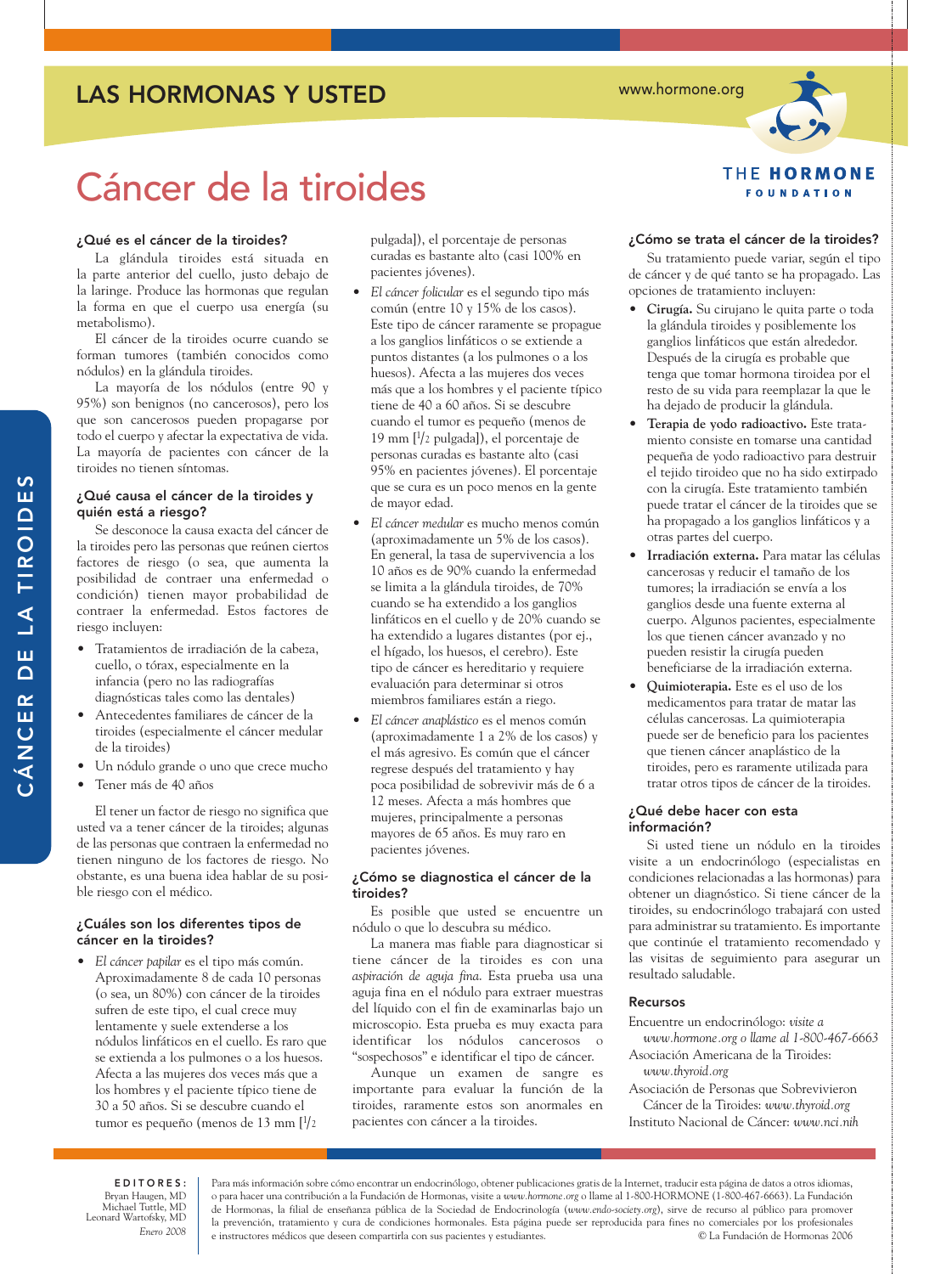LAS HORMONAS Y USTED

www.hormone.org

THE HORMONE FOUNDATION

# Cáncer de la tiroides

## ¿Qué es el cáncer de la tiroides?

La glándula tiroides está situada en la parte anterior del cuello, justo debajo de la laringe. Produce las hormonas que regulan la forma en que el cuerpo usa energía (su metabolismo).

El cáncer de la tiroides ocurre cuando se forman tumores (también conocidos como nódulos) en la glándula tiroides.

La mayoría de los nódulos (entre 90 y 95%) son benignos (no cancerosos), pero los que son cancerosos pueden propagarse por todo el cuerpo y afectar la expectativa de vida. La mayoría de pacientes con cáncer de la tiroides no tienen síntomas.

## ¿Qué causa el cáncer de la tiroides y quién está a riesgo?

Se desconoce la causa exacta del cáncer de la tiroides pero las personas que reúnen ciertos factores de riesgo (o sea, que aumenta la posibilidad de contraer una enfermedad o condición) tienen mayor probabilidad de contraer la enfermedad. Estos factores de riesgo incluyen:

- Tratamientos de irradiación de la cabeza, cuello, o tórax, especialmente en la infancia (pero no las radiografías diagnósticas tales como las dentales)
- Antecedentes familiares de cáncer de la tiroides (especialmente el cáncer medular de la tiroides)
- Un nódulo grande o uno que crece mucho
- Tener más de 40 años

El tener un factor de riesgo no significa que usted va a tener cáncer de la tiroides; algunas de las personas que contraen la enfermedad no tienen ninguno de los factores de riesgo. No obstante, es una buena idea hablar de su posible riesgo con el médico.

## ¿Cuáles son los diferentes tipos de cáncer en la tiroides?

- *El cáncer papilar* es el tipo más común. Aproximadamente 8 de cada 10 personas (o sea, un 80%) con cáncer de la tiroides sufren de este tipo, el cual crece muy lentamente y suele extenderse a los nódulos linfáticos en el cuello. Es raro que se extienda a los pulmones o a los huesos. Afecta a las mujeres dos veces más que a los hombres y el paciente típico tiene de 30 a 50 años. Si se descubre cuando el tumor es pequeño (menos de 13 mm [1/2 pulgada]), el porcentaje de personas curadas es bastante alto (casi 100% en pacientes jóvenes).
- *El cáncer folicular* es el segundo tipo más común (entre 10 y 15% de los casos). Este tipo de cáncer raramente se propague a los ganglios linfáticos o se extiende a puntos distantes (a los pulmones o a los huesos). Afecta a las mujeres dos veces más que a los hombres y el paciente típico tiene de 40 a 60 años. Si se descubre cuando el tumor es pequeño (menos de 19 mm [1/2 pulgada]), el porcentaje de personas curadas es bastante alto (casi 95% en pacientes jóvenes). El porcentaje que se cura es un poco menos en la gente de mayor edad.
- *El cáncer medular* es mucho menos común (aproximadamente un 5% de los casos). En general, la tasa de supervivencia a los 10 años es de 90% cuando la enfermedad se limita a la glándula tiroides, de 70% cuando se ha extendido a los ganglios linfáticos en el cuello y de 20% cuando se ha extendido a lugares distantes (por ej., el hígado, los huesos, el cerebro). Este tipo de cáncer es hereditario y requiere evaluación para determinar si otros miembros familiares están a riesgo.
- *El cáncer anaplástico* es el menos común (aproximadamente 1 a 2% de los casos) y el más agresivo. Es común que el cáncer regrese después del tratamiento y hay poca posibilidad de sobrevivir más de 6 a 12 meses. Afecta a más hombres que mujeres, principalmente a personas mayores de 65 años. Es muy raro en pacientes jóvenes.

## ¿Cómo se diagnostica el cáncer de la tiroides?

Es posible que usted se encuentre un nódulo o que lo descubra su médico.

La manera mas fiable para diagnosticar si tiene cáncer de la tiroides es con una *aspiración de aguja fina*. Esta prueba usa una aguja fina en el nódulo para extraer muestras del líquido con el fin de examinarlas bajo un microscopio. Esta prueba es muy exacta para identificar los nódulos cancerosos o "sospechosos" e identificar el tipo de cáncer.

Aunque un examen de sangre es importante para evaluar la función de la tiroides, raramente estos son anormales en pacientes con cáncer a la tiroides.

## ¿Cómo se trata el cáncer de la tiroides?

Su tratamiento puede variar, según el tipo de cáncer y de qué tanto se ha propagado. Las opciones de tratamiento incluyen:

- **Cirugía.** Su cirujano le quita parte o toda la glándula tiroides y posiblemente los ganglios linfáticos que están alrededor. Después de la cirugía es probable que tenga que tomar hormona tiroidea por el resto de su vida para reemplazar la que le ha dejado de producir la glándula.
- **Terapia de yodo radioactivo.** Este tratamiento consiste en tomarse una cantidad pequeña de yodo radioactivo para destruir el tejido tiroideo que no ha sido extirpado con la cirugía. Este tratamiento también puede tratar el cáncer de la tiroides que se ha propagado a los ganglios linfáticos y a otras partes del cuerpo.
- **Irradiación externa.** Para matar las células cancerosas y reducir el tamaño de los tumores; la irradiación se envía a los ganglios desde una fuente externa al cuerpo. Algunos pacientes, especialmente los que tienen cáncer avanzado y no pueden resistir la cirugía pueden beneficiarse de la irradiación externa.
- **Quimioterapia.** Este es el uso de los medicamentos para tratar de matar las células cancerosas. La quimioterapia puede ser de beneficio para los pacientes que tienen cáncer anaplástico de la tiroides, pero es raramente utilizada para tratar otros tipos de cáncer de la tiroides.

## ¿Qué debe hacer con esta información?

Si usted tiene un nódulo en la tiroides visite a un endocrinólogo (especialistas en condiciones relacionadas a las hormonas) para obtener un diagnóstico. Si tiene cáncer de la tiroides, su endocrinólogo trabajará con usted para administrar su tratamiento. Es importante que continúe el tratamiento recomendado y las visitas de seguimiento para asegurar un resultado saludable.

## Recursos

Encuentre un endocrinólogo: *visite a www.hormone.org o llame al 1-800-467-6663*

Asociación Americana de la Tiroides: *www.thyroid.org*

Asociación de Personas que Sobrevivieron Cáncer de la Tiroides: *www.thyroid.org*

Instituto Nacional de Cáncer: *www.nci.nih*

**EDITORES:**
Bryan Haugen, MD
Michael Tuttle, MD
Leonard Wartofsky, MD
*Enero 2008*

Para más información sobre cómo encontrar un endocrinólogo, obtener publicaciones gratis de la Internet, traducir esta página de datos a otros idiomas, o para hacer una contribución a la Fundación de Hormonas, visite a *www.hormone.org* o llame al 1-800-HORMONE (1-800-467-6663). La Fundación de Hormonas, la filial de enseñanza pública de la Sociedad de Endocrinología (*www.endo-society.org*), sirve de recurso al público para promover la prevención, tratamiento y cura de condiciones hormonales. Esta página puede ser reproducida para fines no comerciales por los profesionales e instructores médicos que deseen compartirla con sus pacientes y estudiantes. © La Fundación de Hormonas 2006